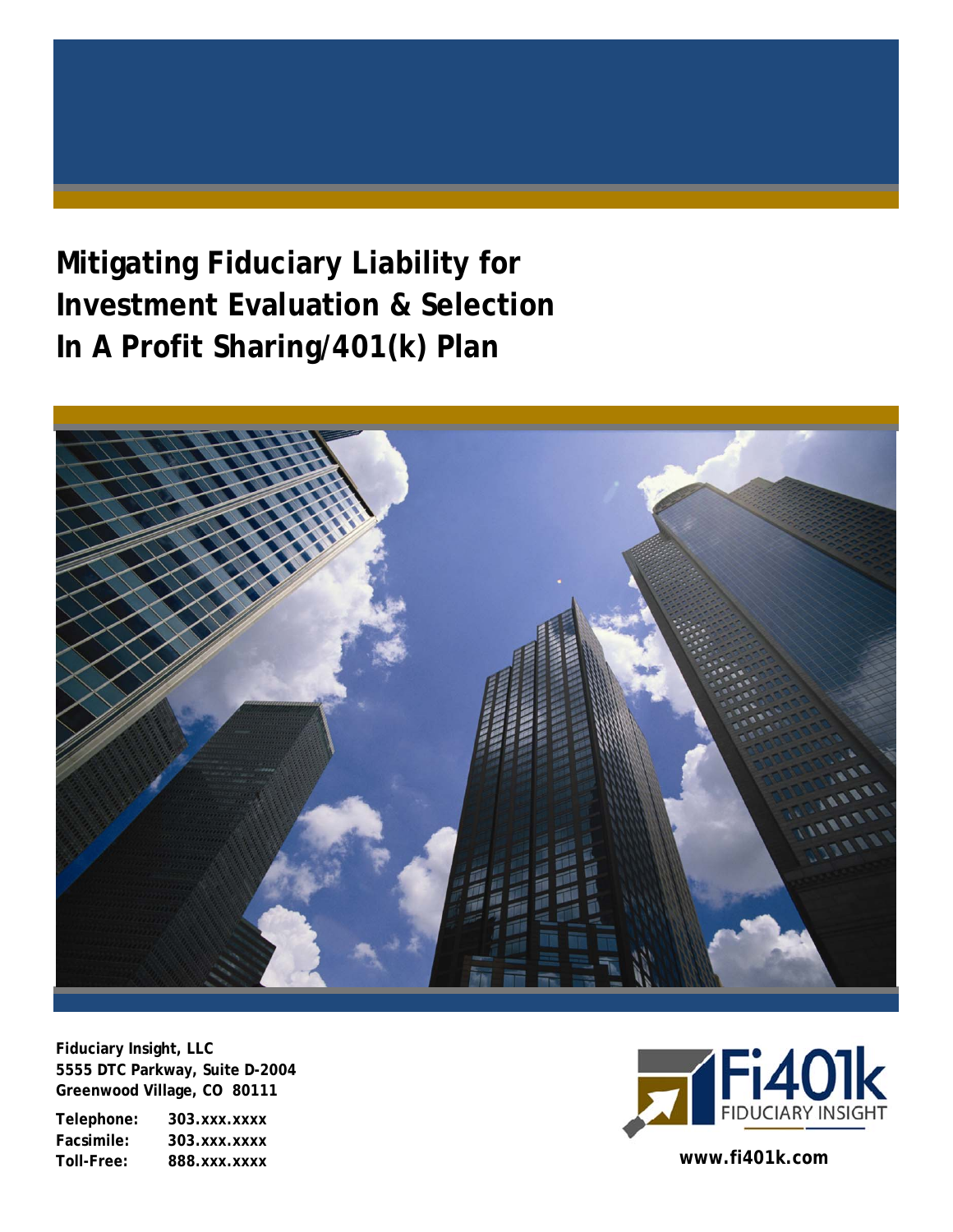# Mitigating Fiduciary Liability for Investment Evaluation & Selection In A Profit Sharing/401(k) Plan

**Fiduciary Insight, LLC**
**5555 DTC Parkway, Suite D-2004**
**Greenwood Village, CO 80111**

**Telephone:** 303.xxx.xxxx
**Facsimile:** 303.xxx.xxxx
**Toll-Free:** 888.xxx.xxxx

Fi401k
FIDUCIARY INSIGHT

**www.fi401k.com**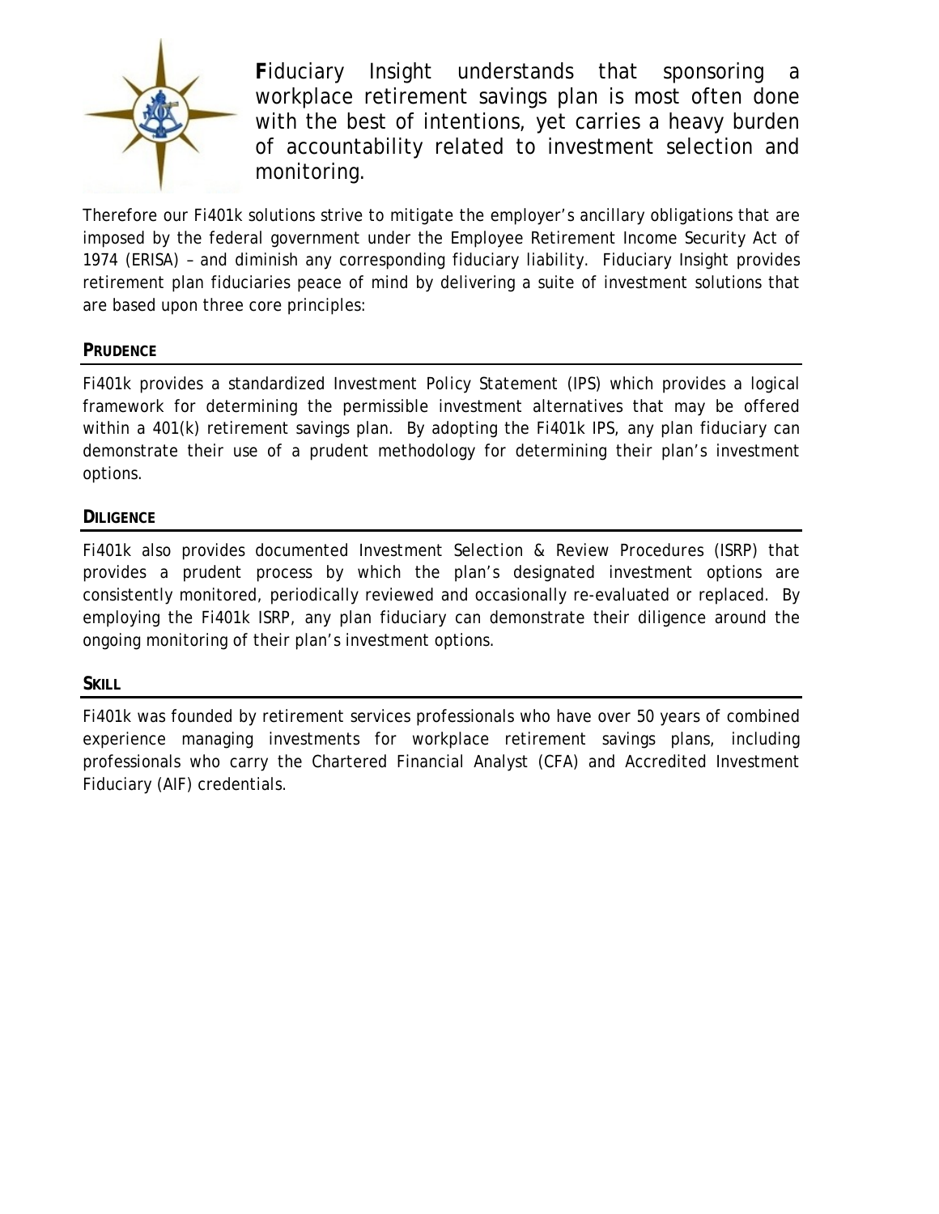**F**iduciary Insight understands that sponsoring a workplace retirement savings plan is most often done with the best of intentions, yet carries a heavy burden of accountability related to investment selection and monitoring.

Therefore our Fi401k solutions strive to mitigate the employer's ancillary obligations that are imposed by the federal government under the Employee Retirement Income Security Act of 1974 (ERISA) – and diminish any corresponding fiduciary liability. Fiduciary Insight provides retirement plan fiduciaries peace of mind by delivering a suite of investment solutions that are based upon three core principles:

## PRUDENCE

Fi401k provides a standardized Investment Policy Statement (IPS) which provides a logical framework for determining the permissible investment alternatives that may be offered within a 401(k) retirement savings plan. By adopting the Fi401k IPS, any plan fiduciary can demonstrate their use of a prudent methodology for determining their plan's investment options.

## DILIGENCE

Fi401k also provides documented Investment Selection & Review Procedures (ISRP) that provides a prudent process by which the plan's designated investment options are consistently monitored, periodically reviewed and occasionally re-evaluated or replaced. By employing the Fi401k ISRP, any plan fiduciary can demonstrate their diligence around the ongoing monitoring of their plan's investment options.

## SKILL

Fi401k was founded by retirement services professionals who have over 50 years of combined experience managing investments for workplace retirement savings plans, including professionals who carry the Chartered Financial Analyst (CFA) and Accredited Investment Fiduciary (AIF) credentials.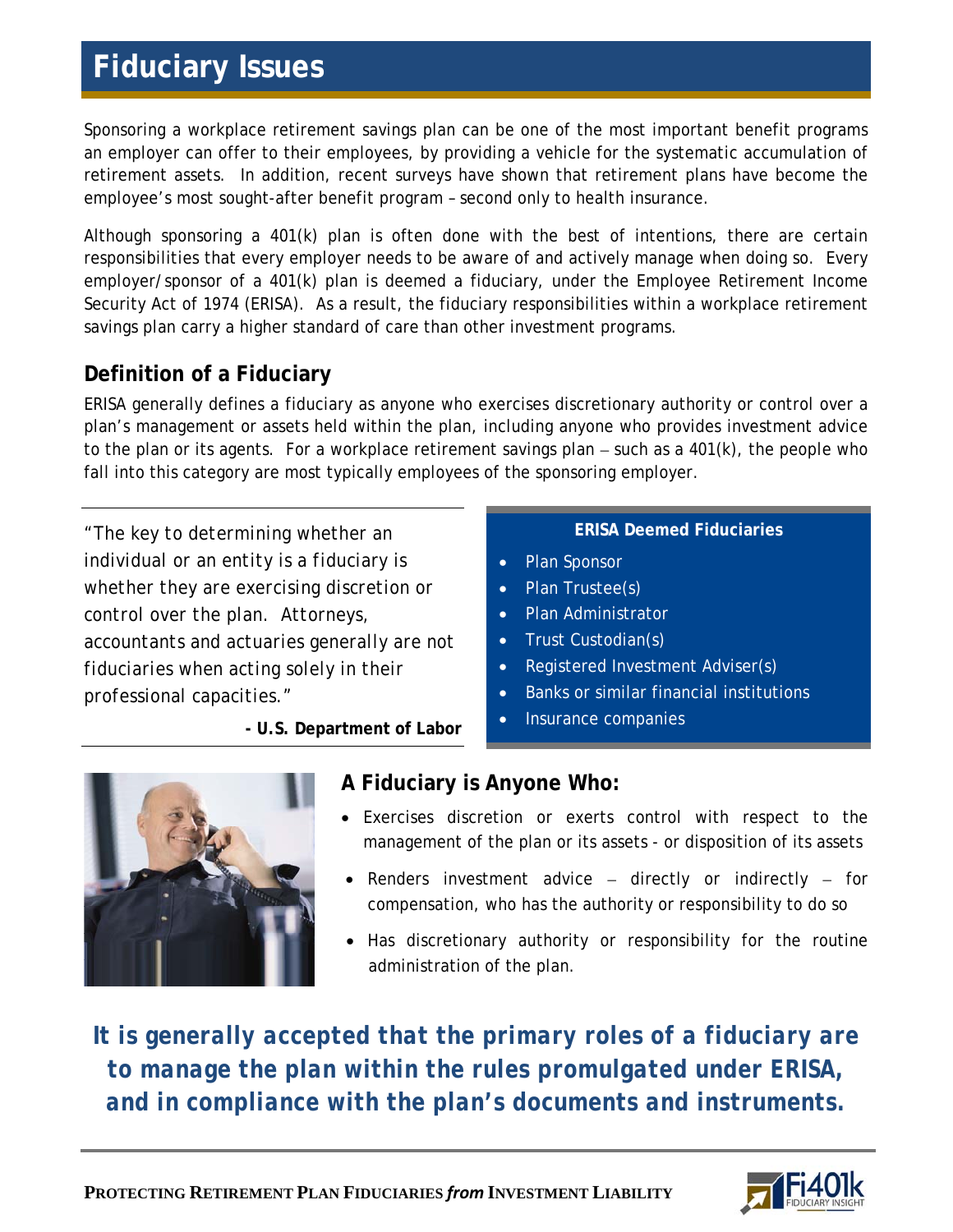# Fiduciary Issues

Sponsoring a workplace retirement savings plan can be one of the most important benefit programs an employer can offer to their employees, by providing a vehicle for the systematic accumulation of retirement assets. In addition, recent surveys have shown that retirement plans have become the employee's most sought-after benefit program – second only to health insurance.

Although sponsoring a 401(k) plan is often done with the best of intentions, there are certain responsibilities that every employer needs to be aware of and actively manage when doing so. Every employer/sponsor of a 401(k) plan is deemed a fiduciary, under the Employee Retirement Income Security Act of 1974 (ERISA). As a result, the fiduciary responsibilities within a workplace retirement savings plan carry a higher standard of care than other investment programs.

## Definition of a Fiduciary

ERISA generally defines a fiduciary as anyone who exercises discretionary authority or control over a plan's management or assets held within the plan, including anyone who provides investment advice to the plan or its agents. For a workplace retirement savings plan – such as a 401(k), the people who fall into this category are most typically employees of the sponsoring employer.

> "The key to determining whether an individual or an entity is a fiduciary is whether they are exercising discretion or control over the plan. Attorneys, accountants and actuaries generally are not fiduciaries when acting solely in their professional capacities."
>
> **- U.S. Department of Labor**

**ERISA Deemed Fiduciaries**

- Plan Sponsor
- Plan Trustee(s)
- Plan Administrator
- Trust Custodian(s)
- Registered Investment Adviser(s)
- Banks or similar financial institutions
- Insurance companies

## A Fiduciary is Anyone Who:

- Exercises discretion or exerts control with respect to the management of the plan or its assets - or disposition of its assets
- Renders investment advice – directly or indirectly – for compensation, who has the authority or responsibility to do so
- Has discretionary authority or responsibility for the routine administration of the plan.

***It is generally accepted that the primary roles of a fiduciary are to manage the plan within the rules promulgated under ERISA, and in compliance with the plan's documents and instruments.***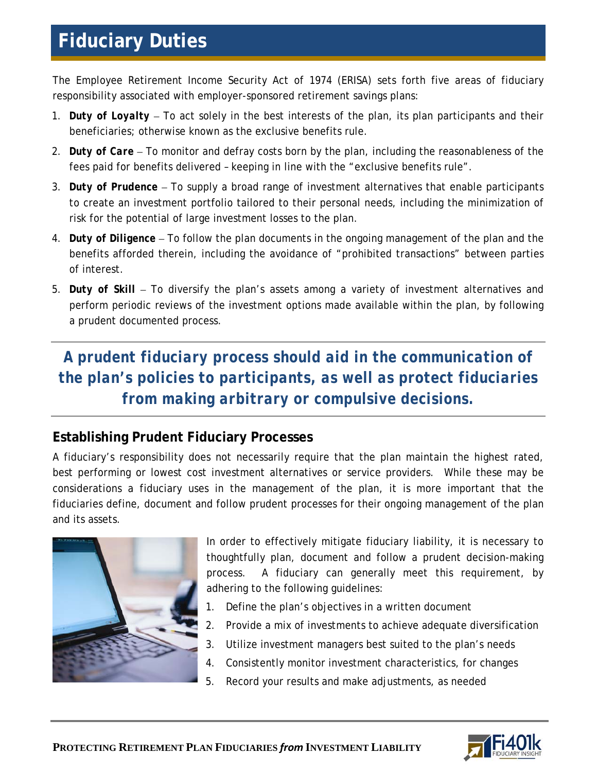# Fiduciary Duties

The Employee Retirement Income Security Act of 1974 (ERISA) sets forth five areas of fiduciary responsibility associated with employer-sponsored retirement savings plans:

1. **Duty of Loyalty** – To act solely in the best interests of the plan, its plan participants and their beneficiaries; otherwise known as the exclusive benefits rule.
2. **Duty of Care** – To monitor and defray costs born by the plan, including the reasonableness of the fees paid for benefits delivered – keeping in line with the "exclusive benefits rule".
3. **Duty of Prudence** – To supply a broad range of investment alternatives that enable participants to create an investment portfolio tailored to their personal needs, including the minimization of risk for the potential of large investment losses to the plan.
4. **Duty of Diligence** – To follow the plan documents in the ongoing management of the plan and the benefits afforded therein, including the avoidance of "prohibited transactions" between parties of interest.
5. **Duty of Skill** – To diversify the plan's assets among a variety of investment alternatives and perform periodic reviews of the investment options made available within the plan, by following a prudent documented process.

***A prudent fiduciary process should aid in the communication of the plan's policies to participants, as well as protect fiduciaries from making arbitrary or compulsive decisions.***

### Establishing Prudent Fiduciary Processes

A fiduciary's responsibility does not necessarily require that the plan maintain the highest rated, best performing or lowest cost investment alternatives or service providers. While these may be considerations a fiduciary uses in the management of the plan, it is more important that the fiduciaries define, document and follow prudent processes for their ongoing management of the plan and its assets.

In order to effectively mitigate fiduciary liability, it is necessary to thoughtfully plan, document and follow a prudent decision-making process. A fiduciary can generally meet this requirement, by adhering to the following guidelines:

1. Define the plan's objectives in a written document
2. Provide a mix of investments to achieve adequate diversification
3. Utilize investment managers best suited to the plan's needs
4. Consistently monitor investment characteristics, for changes
5. Record your results and make adjustments, as needed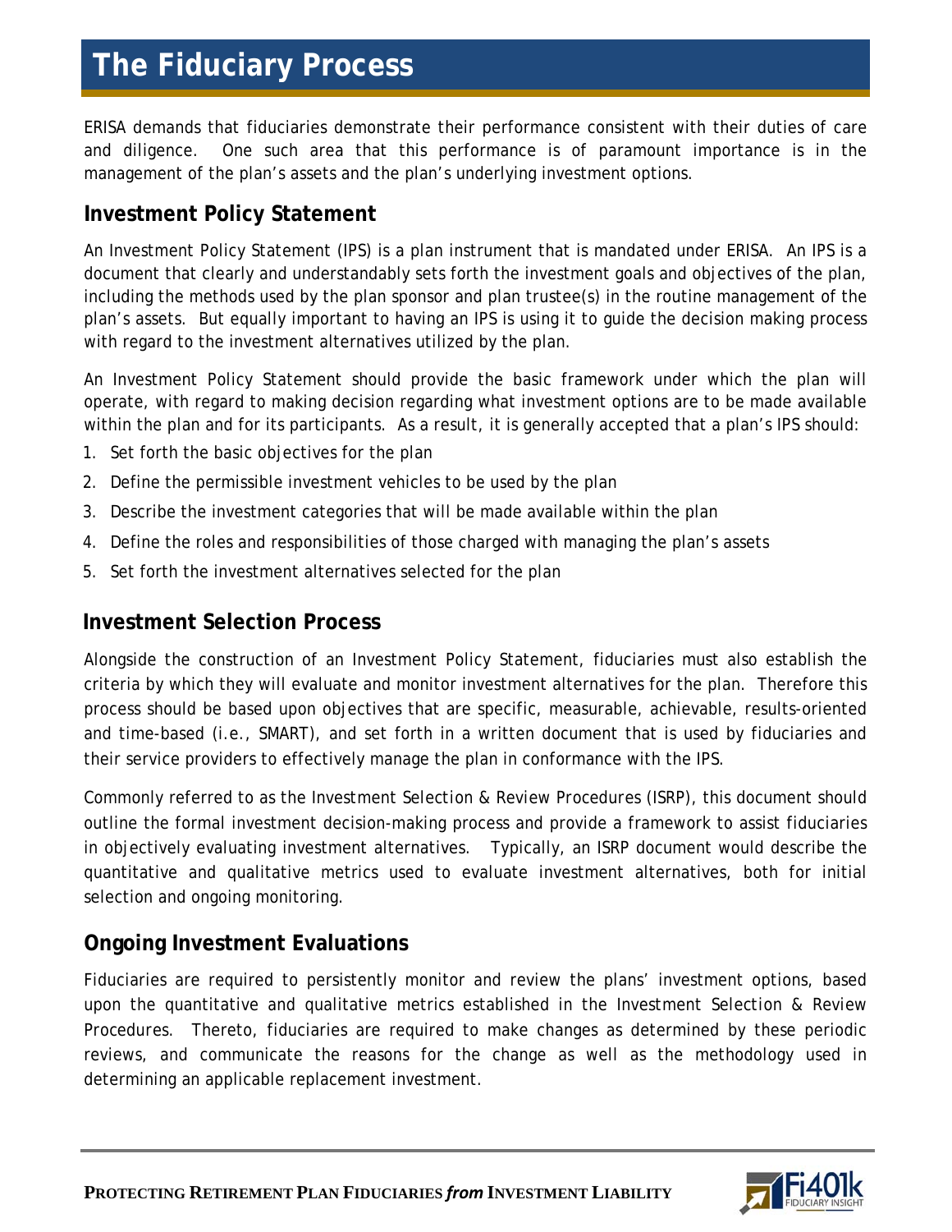# The Fiduciary Process

ERISA demands that fiduciaries demonstrate their performance consistent with their duties of care and diligence. One such area that this performance is of paramount importance is in the management of the plan's assets and the plan's underlying investment options.

## Investment Policy Statement

An Investment Policy Statement (IPS) is a plan instrument that is mandated under ERISA. An IPS is a document that clearly and understandably sets forth the investment goals and objectives of the plan, including the methods used by the plan sponsor and plan trustee(s) in the routine management of the plan's assets. But equally important to having an IPS is using it to guide the decision making process with regard to the investment alternatives utilized by the plan.

An Investment Policy Statement should provide the basic framework under which the plan will operate, with regard to making decision regarding what investment options are to be made available within the plan and for its participants. As a result, it is generally accepted that a plan's IPS should:

1. Set forth the basic objectives for the plan
2. Define the permissible investment vehicles to be used by the plan
3. Describe the investment categories that will be made available within the plan
4. Define the roles and responsibilities of those charged with managing the plan's assets
5. Set forth the investment alternatives selected for the plan

## Investment Selection Process

Alongside the construction of an Investment Policy Statement, fiduciaries must also establish the criteria by which they will evaluate and monitor investment alternatives for the plan. Therefore this process should be based upon objectives that are specific, measurable, achievable, results-oriented and time-based (i.e., SMART), and set forth in a written document that is used by fiduciaries and their service providers to effectively manage the plan in conformance with the IPS.

Commonly referred to as the Investment Selection & Review Procedures (ISRP), this document should outline the formal investment decision-making process and provide a framework to assist fiduciaries in objectively evaluating investment alternatives. Typically, an ISRP document would describe the quantitative and qualitative metrics used to evaluate investment alternatives, both for initial selection and ongoing monitoring.

## Ongoing Investment Evaluations

Fiduciaries are required to persistently monitor and review the plans' investment options, based upon the quantitative and qualitative metrics established in the Investment Selection & Review Procedures. Thereto, fiduciaries are required to make changes as determined by these periodic reviews, and communicate the reasons for the change as well as the methodology used in determining an applicable replacement investment.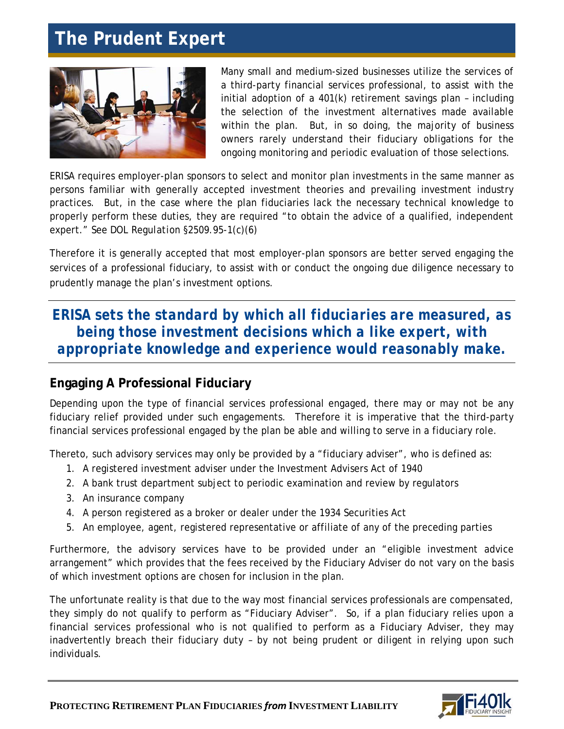# The Prudent Expert

Many small and medium-sized businesses utilize the services of a third-party financial services professional, to assist with the initial adoption of a 401(k) retirement savings plan – including the selection of the investment alternatives made available within the plan. But, in so doing, the majority of business owners rarely understand their fiduciary obligations for the ongoing monitoring and periodic evaluation of those selections.

ERISA requires employer-plan sponsors to select and monitor plan investments in the same manner as persons familiar with generally accepted investment theories and prevailing investment industry practices. But, in the case where the plan fiduciaries lack the necessary technical knowledge to properly perform these duties, they are required "to obtain the advice of a qualified, independent expert." See *DOL Regulation* §2509.95-1(c)(6)

Therefore it is generally accepted that most employer-plan sponsors are better served engaging the services of a professional fiduciary, to assist with or conduct the ongoing due diligence necessary to prudently manage the plan's investment options.

***ERISA sets the standard by which all fiduciaries are measured, as being those investment decisions which a like expert, with appropriate knowledge and experience would reasonably make.***

## Engaging A Professional Fiduciary

Depending upon the type of financial services professional engaged, there may or may not be any fiduciary relief provided under such engagements. Therefore it is imperative that the third-party financial services professional engaged by the plan be able and willing to serve in a fiduciary role.

Thereto, such advisory services may only be provided by a "fiduciary adviser", who is defined as:

1. A registered investment adviser under the Investment Advisers Act of 1940
2. A bank trust department subject to periodic examination and review by regulators
3. An insurance company
4. A person registered as a broker or dealer under the 1934 Securities Act
5. An employee, agent, registered representative or affiliate of any of the preceding parties

Furthermore, the advisory services have to be provided under an "eligible investment advice arrangement" which provides that the fees received by the Fiduciary Adviser do not vary on the basis of which investment options are chosen for inclusion in the plan.

The unfortunate reality is that due to the way most financial services professionals are compensated, they simply do not qualify to perform as "Fiduciary Adviser". So, if a plan fiduciary relies upon a financial services professional who is not qualified to perform as a Fiduciary Adviser, they may inadvertently breach their fiduciary duty – by not being prudent or diligent in relying upon such individuals.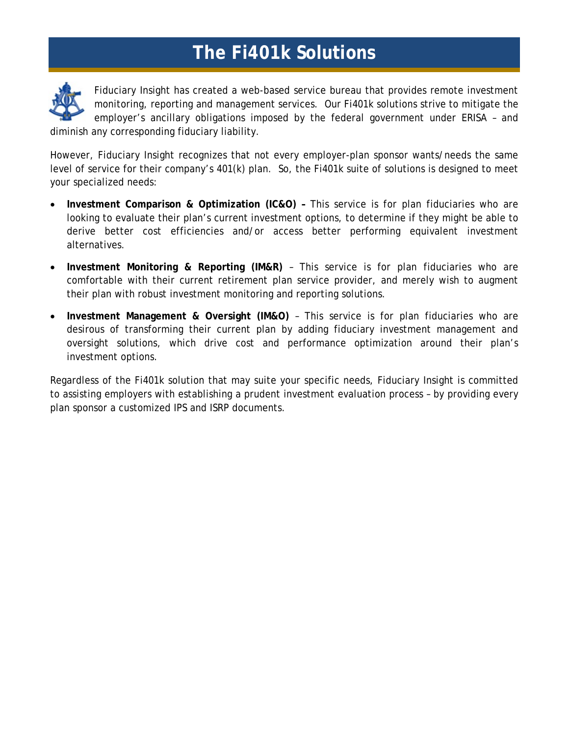# The Fi401k Solutions

Fiduciary Insight has created a web-based service bureau that provides remote investment monitoring, reporting and management services. Our Fi401k solutions strive to mitigate the employer's ancillary obligations imposed by the federal government under ERISA – and diminish any corresponding fiduciary liability.

However, Fiduciary Insight recognizes that not every employer-plan sponsor wants/needs the same level of service for their company's 401(k) plan. So, the Fi401k suite of solutions is designed to meet your specialized needs:

- **Investment Comparison & Optimization (IC&O) –** This service is for plan fiduciaries who are looking to evaluate their plan's current investment options, to determine if they might be able to derive better cost efficiencies and/or access better performing equivalent investment alternatives.
- **Investment Monitoring & Reporting (IM&R)** – This service is for plan fiduciaries who are comfortable with their current retirement plan service provider, and merely wish to augment their plan with robust investment monitoring and reporting solutions.
- **Investment Management & Oversight (IM&O)** – This service is for plan fiduciaries who are desirous of transforming their current plan by adding fiduciary investment management and oversight solutions, which drive cost and performance optimization around their plan's investment options.

Regardless of the Fi401k solution that may suite your specific needs, Fiduciary Insight is committed to assisting employers with establishing a prudent investment evaluation process – by providing every plan sponsor a customized IPS and ISRP documents.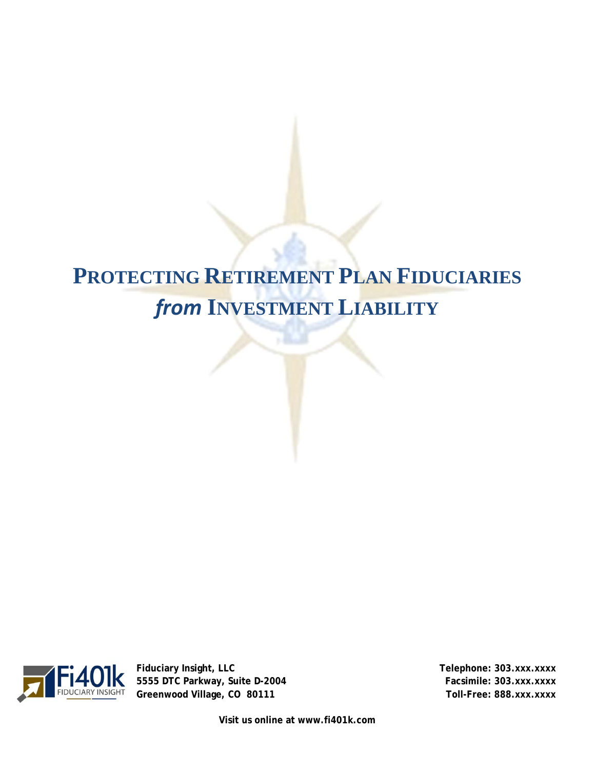# PROTECTING RETIREMENT PLAN FIDUCIARIES *from* INVESTMENT LIABILITY

**Fiduciary Insight, LLC**
**5555 DTC Parkway, Suite D-2004**
**Greenwood Village, CO 80111**

**Telephone: 303.xxx.xxxx**
**Facsimile: 303.xxx.xxxx**
**Toll-Free: 888.xxx.xxxx**

**Visit us online at www.fi401k.com**